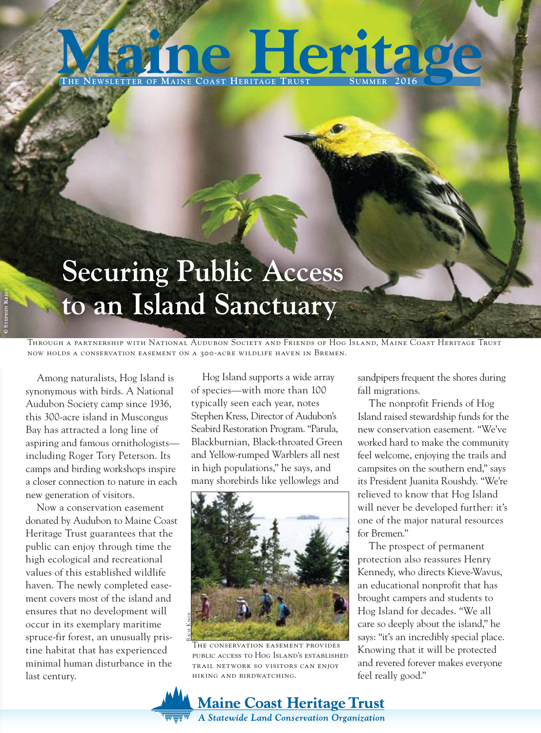# Maine Heritage

The Newsletter of Maine Coast Heritage Trust — Summer 2016

© Stephen Kress

## Securing Public Access to an Island Sanctuary

Through a partnership with National Audubon Society and Friends of Hog Island, Maine Coast Heritage Trust now holds a conservation easement on a 300-acre wildlife haven in Bremen.

Among naturalists, Hog Island is synonymous with birds. A National Audubon Society camp since 1936, this 300-acre island in Muscongus Bay has attracted a long line of aspiring and famous ornithologists—including Roger Tory Peterson. Its camps and birding workshops inspire a closer connection to nature in each new generation of visitors.

Now a conservation easement donated by Audubon to Maine Coast Heritage Trust guarantees that the public can enjoy through time the high ecological and recreational values of this established wildlife haven. The newly completed easement covers most of the island and ensures that no development will occur in its exemplary maritime spruce-fir forest, an unusually pristine habitat that has experienced minimal human disturbance in the last century.

Hog Island supports a wide array of species—with more than 100 typically seen each year, notes Stephen Kress, Director of Audubon's Seabird Restoration Program. "Parula, Blackburnian, Black-throated Green and Yellow-rumped Warblers all nest in high populations," he says, and many shorebirds like yellowlegs and sandpipers frequent the shores during fall migrations.

Rich Knox

The conservation easement provides public access to Hog Island's established trail network so visitors can enjoy hiking and birdwatching.

The nonprofit Friends of Hog Island raised stewardship funds for the new conservation easement. "We've worked hard to make the community feel welcome, enjoying the trails and campsites on the southern end," says its President Juanita Roushdy. "We're relieved to know that Hog Island will never be developed further: it's one of the major natural resources for Bremen."

The prospect of permanent protection also reassures Henry Kennedy, who directs Kieve-Wavus, an educational nonprofit that has brought campers and students to Hog Island for decades. "We all care so deeply about the island," he says: "it's an incredibly special place. Knowing that it will be protected and revered forever makes everyone feel really good."

**Maine Coast Heritage Trust**

*A Statewide Land Conservation Organization*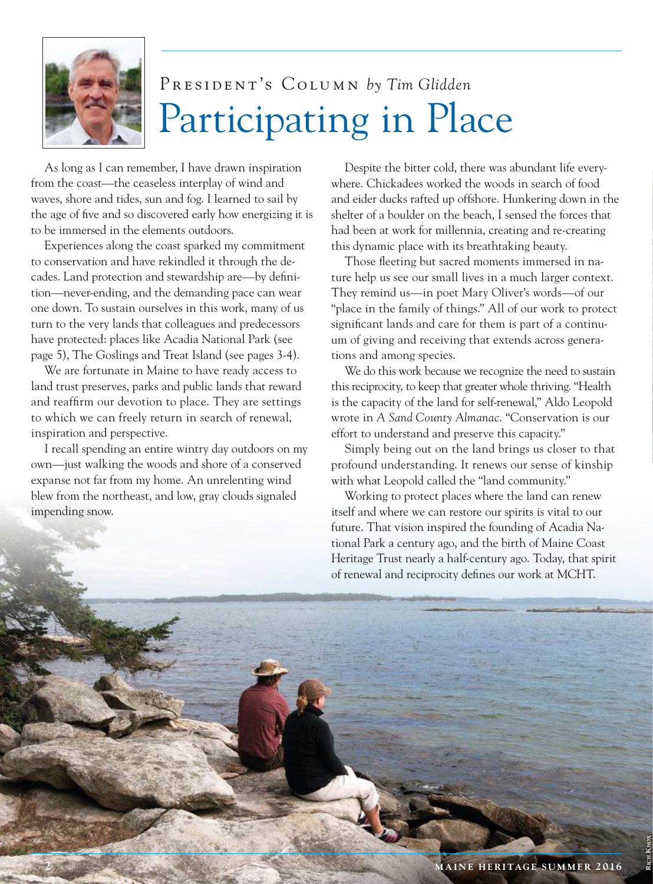President's Column *by Tim Glidden*

# Participating in Place

As long as I can remember, I have drawn inspiration from the coast—the ceaseless interplay of wind and waves, shore and tides, sun and fog. I learned to sail by the age of five and so discovered early how energizing it is to be immersed in the elements outdoors.

Experiences along the coast sparked my commitment to conservation and have rekindled it through the decades. Land protection and stewardship are—by definition—never-ending, and the demanding pace can wear one down. To sustain ourselves in this work, many of us turn to the very lands that colleagues and predecessors have protected: places like Acadia National Park (see page 5), The Goslings and Treat Island (see pages 3-4).

We are fortunate in Maine to have ready access to land trust preserves, parks and public lands that reward and reaffirm our devotion to place. They are settings to which we can freely return in search of renewal, inspiration and perspective.

I recall spending an entire wintry day outdoors on my own—just walking the woods and shore of a conserved expanse not far from my home. An unrelenting wind blew from the northeast, and low, gray clouds signaled impending snow.

Despite the bitter cold, there was abundant life everywhere. Chickadees worked the woods in search of food and eider ducks rafted up offshore. Hunkering down in the shelter of a boulder on the beach, I sensed the forces that had been at work for millennia, creating and re-creating this dynamic place with its breathtaking beauty.

Those fleeting but sacred moments immersed in nature help us see our small lives in a much larger context. They remind us—in poet Mary Oliver's words—of our "place in the family of things." All of our work to protect significant lands and care for them is part of a continuum of giving and receiving that extends across generations and among species.

We do this work because we recognize the need to sustain this reciprocity, to keep that greater whole thriving. "Health is the capacity of the land for self-renewal," Aldo Leopold wrote in *A Sand County Almanac*. "Conservation is our effort to understand and preserve this capacity."

Simply being out on the land brings us closer to that profound understanding. It renews our sense of kinship with what Leopold called the "land community."

Working to protect places where the land can renew itself and where we can restore our spirits is vital to our future. That vision inspired the founding of Acadia National Park a century ago, and the birth of Maine Coast Heritage Trust nearly a half-century ago. Today, that spirit of renewal and reciprocity defines our work at MCHT.

Rich Knox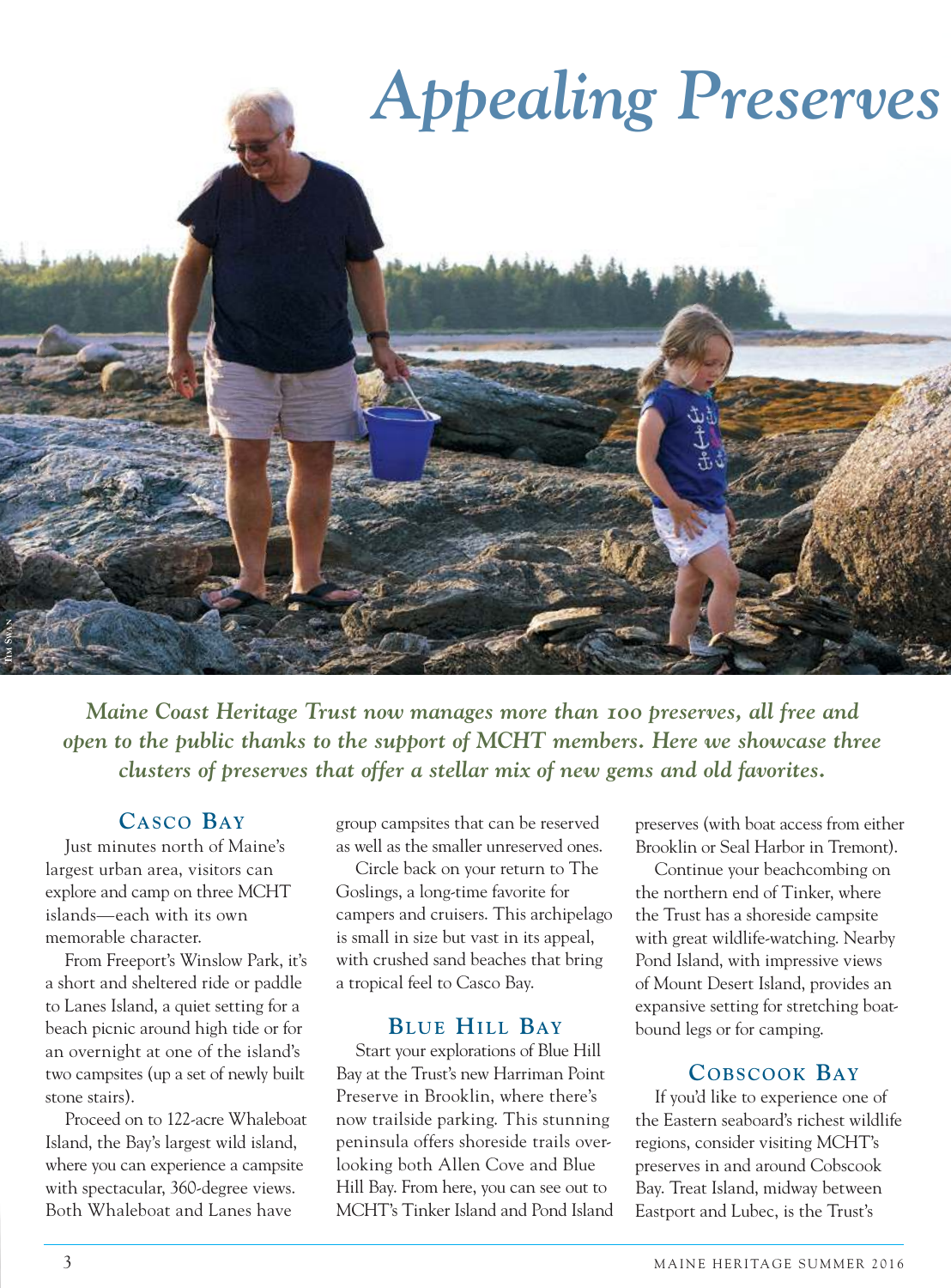# *Appealing Preserves*

TIM SWAN

***Maine Coast Heritage Trust now manages more than 100 preserves, all free and open to the public thanks to the support of MCHT members. Here we showcase three clusters of preserves that offer a stellar mix of new gems and old favorites.***

## Casco Bay

Just minutes north of Maine's largest urban area, visitors can explore and camp on three MCHT islands—each with its own memorable character.

From Freeport's Winslow Park, it's a short and sheltered ride or paddle to Lanes Island, a quiet setting for a beach picnic around high tide or for an overnight at one of the island's two campsites (up a set of newly built stone stairs).

Proceed on to 122-acre Whaleboat Island, the Bay's largest wild island, where you can experience a campsite with spectacular, 360-degree views. Both Whaleboat and Lanes have group campsites that can be reserved as well as the smaller unreserved ones.

Circle back on your return to The Goslings, a long-time favorite for campers and cruisers. This archipelago is small in size but vast in its appeal, with crushed sand beaches that bring a tropical feel to Casco Bay.

## Blue Hill Bay

Start your explorations of Blue Hill Bay at the Trust's new Harriman Point Preserve in Brooklin, where there's now trailside parking. This stunning peninsula offers shoreside trails overlooking both Allen Cove and Blue Hill Bay. From here, you can see out to MCHT's Tinker Island and Pond Island preserves (with boat access from either Brooklin or Seal Harbor in Tremont).

Continue your beachcombing on the northern end of Tinker, where the Trust has a shoreside campsite with great wildlife-watching. Nearby Pond Island, with impressive views of Mount Desert Island, provides an expansive setting for stretching boat-bound legs or for camping.

## Cobscook Bay

If you'd like to experience one of the Eastern seaboard's richest wildlife regions, consider visiting MCHT's preserves in and around Cobscook Bay. Treat Island, midway between Eastport and Lubec, is the Trust's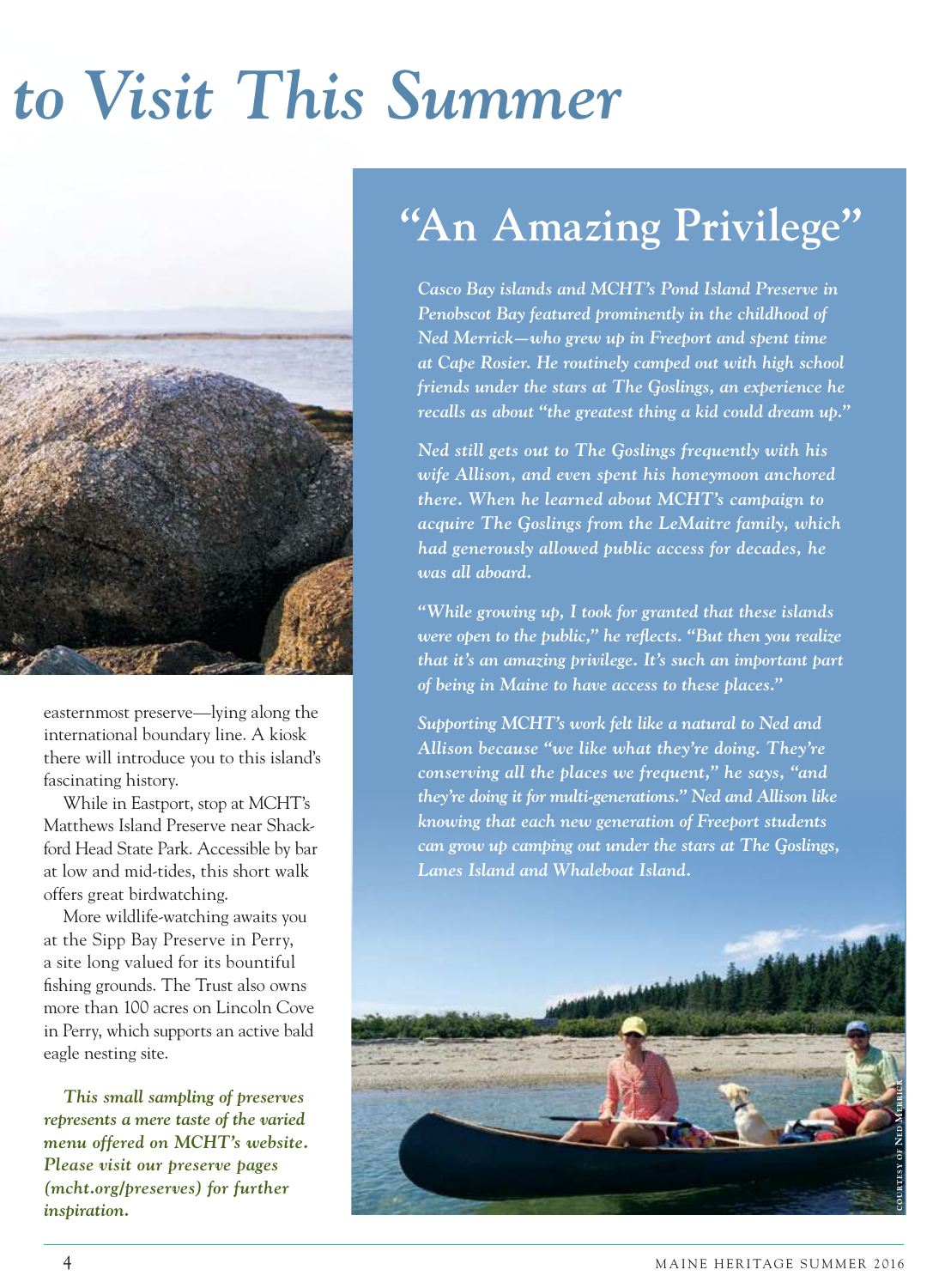# to Visit This Summer

easternmost preserve—lying along the international boundary line. A kiosk there will introduce you to this island's fascinating history.

While in Eastport, stop at MCHT's Matthews Island Preserve near Shackford Head State Park. Accessible by bar at low and mid-tides, this short walk offers great birdwatching.

More wildlife-watching awaits you at the Sipp Bay Preserve in Perry, a site long valued for its bountiful fishing grounds. The Trust also owns more than 100 acres on Lincoln Cove in Perry, which supports an active bald eagle nesting site.

***This small sampling of preserves represents a mere taste of the varied menu offered on MCHT's website. Please visit our preserve pages (mcht.org/preserves) for further inspiration.***

## "An Amazing Privilege"

*Casco Bay islands and MCHT's Pond Island Preserve in Penobscot Bay featured prominently in the childhood of Ned Merrick—who grew up in Freeport and spent time at Cape Rosier. He routinely camped out with high school friends under the stars at The Goslings, an experience he recalls as about "the greatest thing a kid could dream up."*

*Ned still gets out to The Goslings frequently with his wife Allison, and even spent his honeymoon anchored there. When he learned about MCHT's campaign to acquire The Goslings from the LeMaitre family, which had generously allowed public access for decades, he was all aboard.*

*"While growing up, I took for granted that these islands were open to the public," he reflects. "But then you realize that it's an amazing privilege. It's such an important part of being in Maine to have access to these places."*

*Supporting MCHT's work felt like a natural to Ned and Allison because "we like what they're doing. They're conserving all the places we frequent," he says, "and they're doing it for multi-generations." Ned and Allison like knowing that each new generation of Freeport students can grow up camping out under the stars at The Goslings, Lanes Island and Whaleboat Island.*

Courtesy of Ned Merrick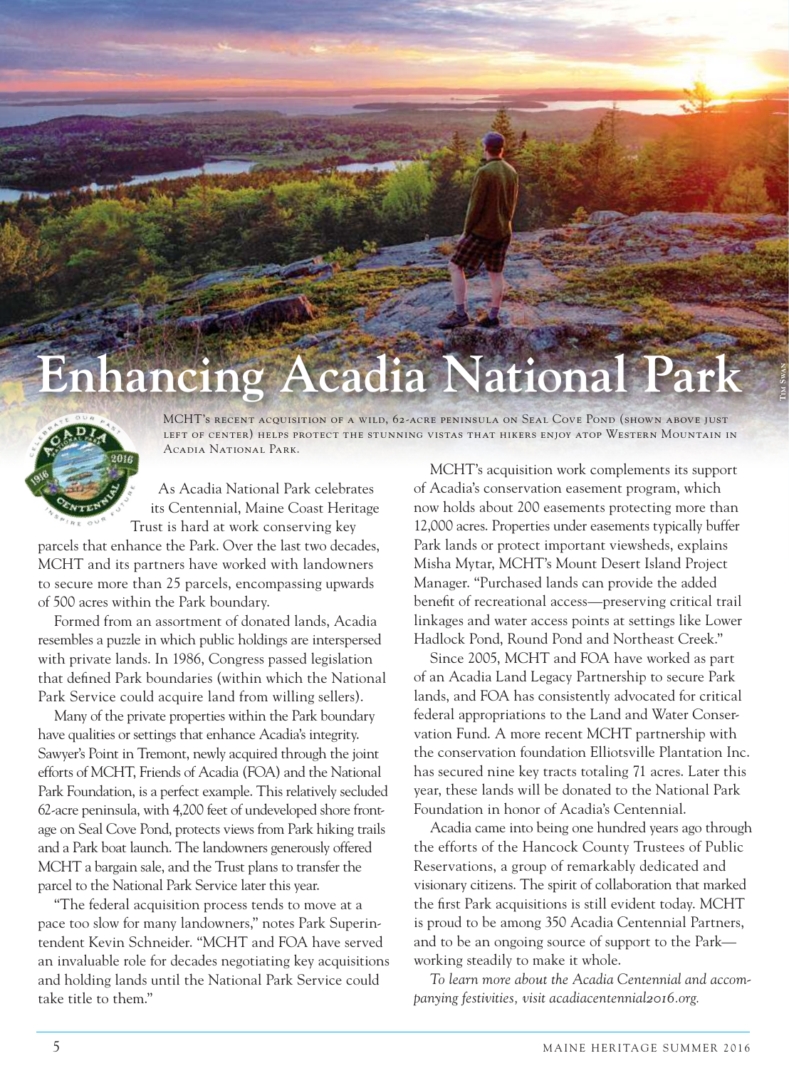# Enhancing Acadia National Park

MCHT's recent acquisition of a wild, 62-acre peninsula on Seal Cove Pond (shown above just left of center) helps protect the stunning vistas that hikers enjoy atop Western Mountain in Acadia National Park.

As Acadia National Park celebrates its Centennial, Maine Coast Heritage Trust is hard at work conserving key parcels that enhance the Park. Over the last two decades, MCHT and its partners have worked with landowners to secure more than 25 parcels, encompassing upwards of 500 acres within the Park boundary.

Formed from an assortment of donated lands, Acadia resembles a puzzle in which public holdings are interspersed with private lands. In 1986, Congress passed legislation that defined Park boundaries (within which the National Park Service could acquire land from willing sellers).

Many of the private properties within the Park boundary have qualities or settings that enhance Acadia's integrity. Sawyer's Point in Tremont, newly acquired through the joint efforts of MCHT, Friends of Acadia (FOA) and the National Park Foundation, is a perfect example. This relatively secluded 62-acre peninsula, with 4,200 feet of undeveloped shore frontage on Seal Cove Pond, protects views from Park hiking trails and a Park boat launch. The landowners generously offered MCHT a bargain sale, and the Trust plans to transfer the parcel to the National Park Service later this year.

"The federal acquisition process tends to move at a pace too slow for many landowners," notes Park Superintendent Kevin Schneider. "MCHT and FOA have served an invaluable role for decades negotiating key acquisitions and holding lands until the National Park Service could take title to them."

MCHT's acquisition work complements its support of Acadia's conservation easement program, which now holds about 200 easements protecting more than 12,000 acres. Properties under easements typically buffer Park lands or protect important viewsheds, explains Misha Mytar, MCHT's Mount Desert Island Project Manager. "Purchased lands can provide the added benefit of recreational access—preserving critical trail linkages and water access points at settings like Lower Hadlock Pond, Round Pond and Northeast Creek."

Since 2005, MCHT and FOA have worked as part of an Acadia Land Legacy Partnership to secure Park lands, and FOA has consistently advocated for critical federal appropriations to the Land and Water Conservation Fund. A more recent MCHT partnership with the conservation foundation Elliotsville Plantation Inc. has secured nine key tracts totaling 71 acres. Later this year, these lands will be donated to the National Park Foundation in honor of Acadia's Centennial.

Acadia came into being one hundred years ago through the efforts of the Hancock County Trustees of Public Reservations, a group of remarkably dedicated and visionary citizens. The spirit of collaboration that marked the first Park acquisitions is still evident today. MCHT is proud to be among 350 Acadia Centennial Partners, and to be an ongoing source of support to the Park—working steadily to make it whole.

*To learn more about the Acadia Centennial and accompanying festivities, visit acadiacentennial2016.org.*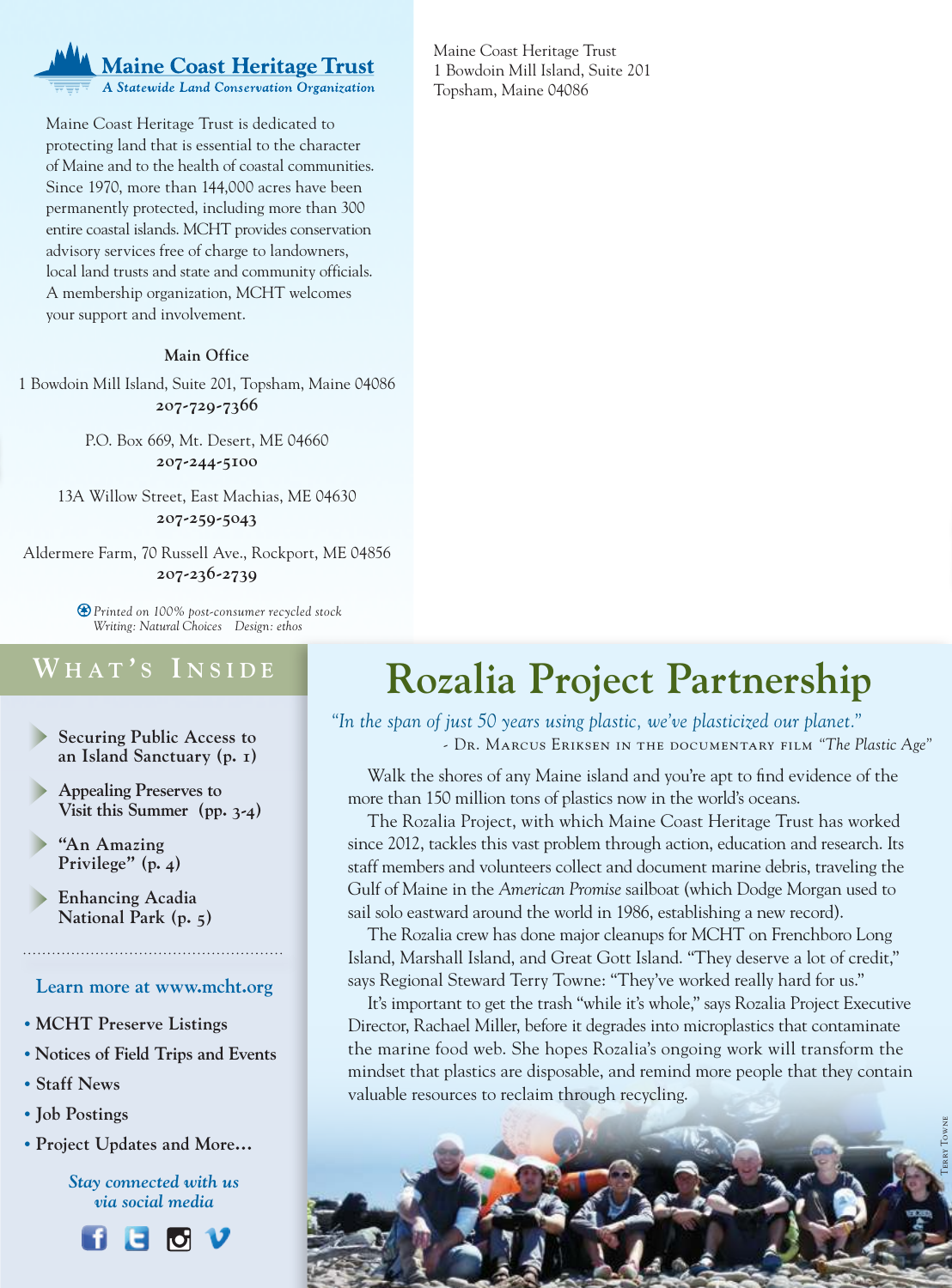Maine Coast Heritage Trust
*A Statewide Land Conservation Organization*

Maine Coast Heritage Trust is dedicated to protecting land that is essential to the character of Maine and to the health of coastal communities. Since 1970, more than 144,000 acres have been permanently protected, including more than 300 entire coastal islands. MCHT provides conservation advisory services free of charge to landowners, local land trusts and state and community officials. A membership organization, MCHT welcomes your support and involvement.

**Main Office**

1 Bowdoin Mill Island, Suite 201, Topsham, Maine 04086
**207-729-7366**

P.O. Box 669, Mt. Desert, ME 04660
**207-244-5100**

13A Willow Street, East Machias, ME 04630
**207-259-5043**

Aldermere Farm, 70 Russell Ave., Rockport, ME 04856
**207-236-2739**

*Printed on 100% post-consumer recycled stock*
*Writing: Natural Choices Design: ethos*

Maine Coast Heritage Trust
1 Bowdoin Mill Island, Suite 201
Topsham, Maine 04086

## What's Inside

- **Securing Public Access to an Island Sanctuary (p. 1)**
- **Appealing Preserves to Visit this Summer (pp. 3-4)**
- **"An Amazing Privilege" (p. 4)**
- **Enhancing Acadia National Park (p. 5)**

**Learn more at www.mcht.org**

- **MCHT Preserve Listings**
- **Notices of Field Trips and Events**
- **Staff News**
- **Job Postings**
- **Project Updates and More…**

***Stay connected with us via social media***

# Rozalia Project Partnership

*"In the span of just 50 years using plastic, we've plasticized our planet."*
- Dr. Marcus Eriksen in the documentary film *"The Plastic Age"*

Walk the shores of any Maine island and you're apt to find evidence of the more than 150 million tons of plastics now in the world's oceans.

The Rozalia Project, with which Maine Coast Heritage Trust has worked since 2012, tackles this vast problem through action, education and research. Its staff members and volunteers collect and document marine debris, traveling the Gulf of Maine in the *American Promise* sailboat (which Dodge Morgan used to sail solo eastward around the world in 1986, establishing a new record).

The Rozalia crew has done major cleanups for MCHT on Frenchboro Long Island, Marshall Island, and Great Gott Island. "They deserve a lot of credit," says Regional Steward Terry Towne: "They've worked really hard for us."

It's important to get the trash "while it's whole," says Rozalia Project Executive Director, Rachael Miller, before it degrades into microplastics that contaminate the marine food web. She hopes Rozalia's ongoing work will transform the mindset that plastics are disposable, and remind more people that they contain valuable resources to reclaim through recycling.

Terry Towne